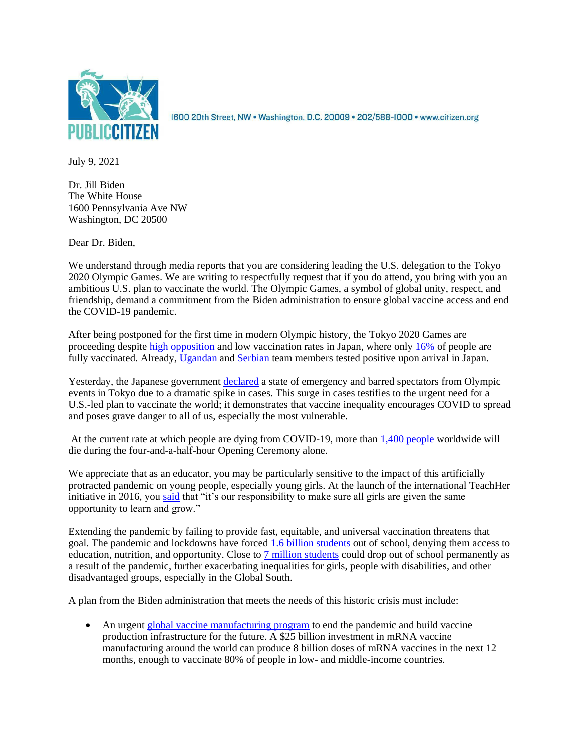PUBLIC CITIZEN

1600 20th Street, NW • Washington, D.C. 20009 • 202/588-1000 • www.citizen.org

July 9, 2021

Dr. Jill Biden
The White House
1600 Pennsylvania Ave NW
Washington, DC 20500

Dear Dr. Biden,

We understand through media reports that you are considering leading the U.S. delegation to the Tokyo 2020 Olympic Games. We are writing to respectfully request that if you do attend, you bring with you an ambitious U.S. plan to vaccinate the world. The Olympic Games, a symbol of global unity, respect, and friendship, demand a commitment from the Biden administration to ensure global vaccine access and end the COVID-19 pandemic.

After being postponed for the first time in modern Olympic history, the Tokyo 2020 Games are proceeding despite high opposition and low vaccination rates in Japan, where only 16% of people are fully vaccinated. Already, Ugandan and Serbian team members tested positive upon arrival in Japan.

Yesterday, the Japanese government declared a state of emergency and barred spectators from Olympic events in Tokyo due to a dramatic spike in cases. This surge in cases testifies to the urgent need for a U.S.-led plan to vaccinate the world; it demonstrates that vaccine inequality encourages COVID to spread and poses grave danger to all of us, especially the most vulnerable.

At the current rate at which people are dying from COVID-19, more than 1,400 people worldwide will die during the four-and-a-half-hour Opening Ceremony alone.

We appreciate that as an educator, you may be particularly sensitive to the impact of this artificially protracted pandemic on young people, especially young girls. At the launch of the international TeachHer initiative in 2016, you said that "it's our responsibility to make sure all girls are given the same opportunity to learn and grow."

Extending the pandemic by failing to provide fast, equitable, and universal vaccination threatens that goal. The pandemic and lockdowns have forced 1.6 billion students out of school, denying them access to education, nutrition, and opportunity. Close to 7 million students could drop out of school permanently as a result of the pandemic, further exacerbating inequalities for girls, people with disabilities, and other disadvantaged groups, especially in the Global South.

A plan from the Biden administration that meets the needs of this historic crisis must include:

- An urgent global vaccine manufacturing program to end the pandemic and build vaccine production infrastructure for the future. A $25 billion investment in mRNA vaccine manufacturing around the world can produce 8 billion doses of mRNA vaccines in the next 12 months, enough to vaccinate 80% of people in low- and middle-income countries.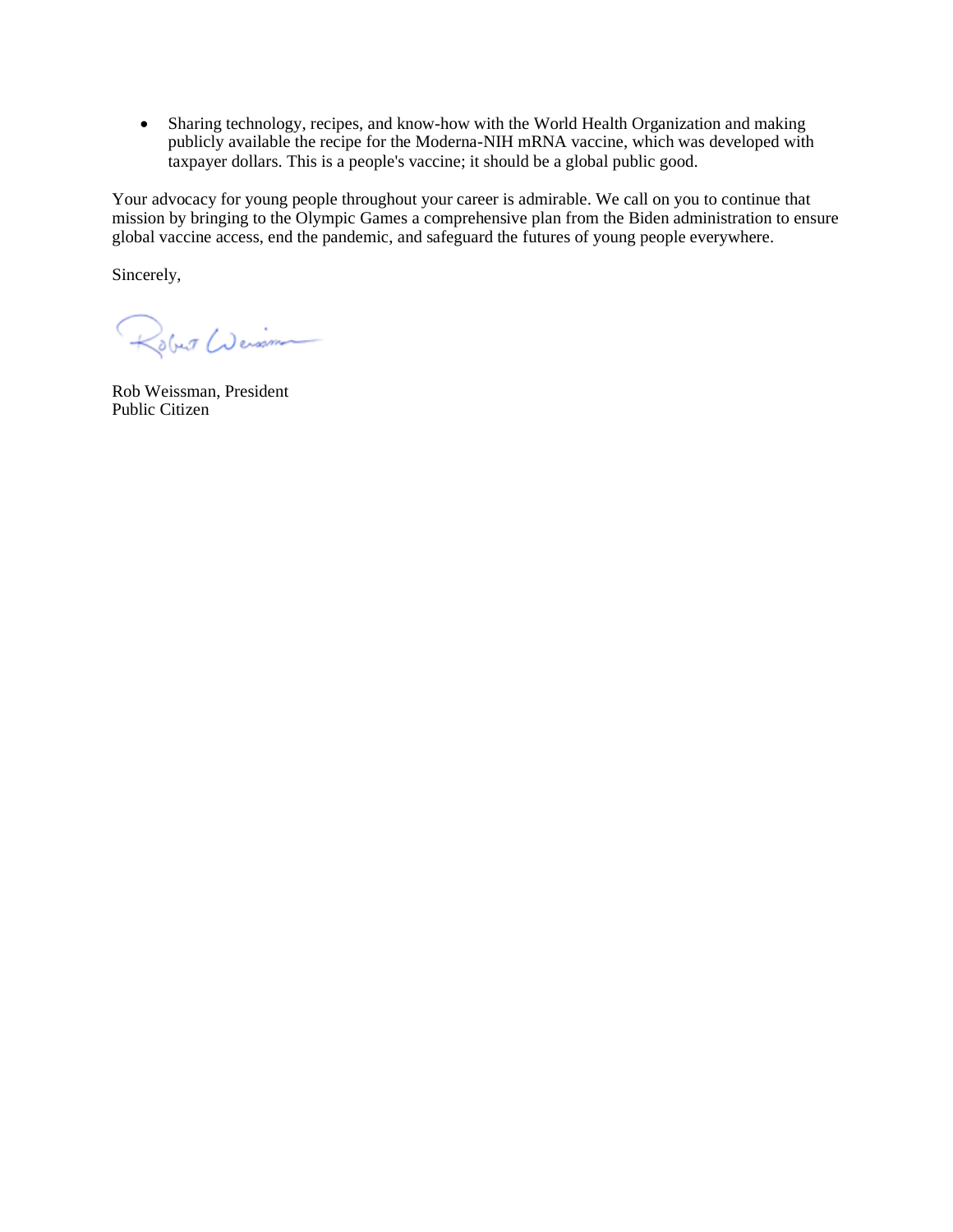- Sharing technology, recipes, and know-how with the World Health Organization and making publicly available the recipe for the Moderna-NIH mRNA vaccine, which was developed with taxpayer dollars. This is a people's vaccine; it should be a global public good.

Your advocacy for young people throughout your career is admirable. We call on you to continue that mission by bringing to the Olympic Games a comprehensive plan from the Biden administration to ensure global vaccine access, end the pandemic, and safeguard the futures of young people everywhere.

Sincerely,

Rob Weissman, President
Public Citizen